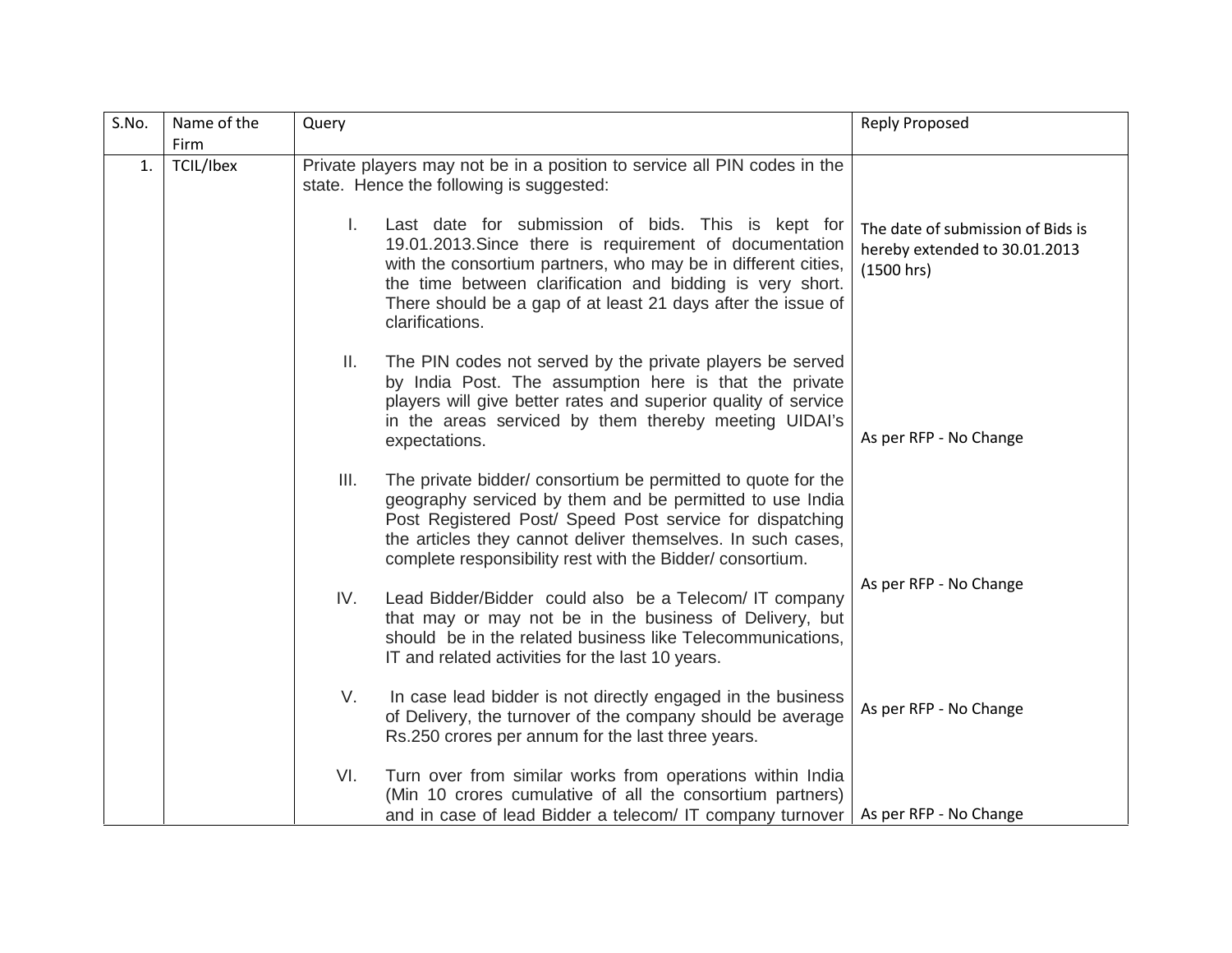| S.No. | Name of the Firm | Query | Reply Proposed |
|---|---|---|---|
| 1. | TCIL/Ibex | Private players may not be in a position to service all PIN codes in the state. Hence the following is suggested: | |
| | | I. Last date for submission of bids. This is kept for 19.01.2013.Since there is requirement of documentation with the consortium partners, who may be in different cities, the time between clarification and bidding is very short. There should be a gap of at least 21 days after the issue of clarifications. | The date of submission of Bids is hereby extended to 30.01.2013 (1500 hrs) |
| | | II. The PIN codes not served by the private players be served by India Post. The assumption here is that the private players will give better rates and superior quality of service in the areas serviced by them thereby meeting UIDAI's expectations. | As per RFP - No Change |
| | | III. The private bidder/ consortium be permitted to quote for the geography serviced by them and be permitted to use India Post Registered Post/ Speed Post service for dispatching the articles they cannot deliver themselves. In such cases, complete responsibility rest with the Bidder/ consortium. | As per RFP - No Change |
| | | IV. Lead Bidder/Bidder could also be a Telecom/ IT company that may or may not be in the business of Delivery, but should be in the related business like Telecommunications, IT and related activities for the last 10 years. | As per RFP - No Change |
| | | V. In case lead bidder is not directly engaged in the business of Delivery, the turnover of the company should be average Rs.250 crores per annum for the last three years. | As per RFP - No Change |
| | | VI. Turn over from similar works from operations within India (Min 10 crores cumulative of all the consortium partners) and in case of lead Bidder a telecom/ IT company turnover | As per RFP - No Change |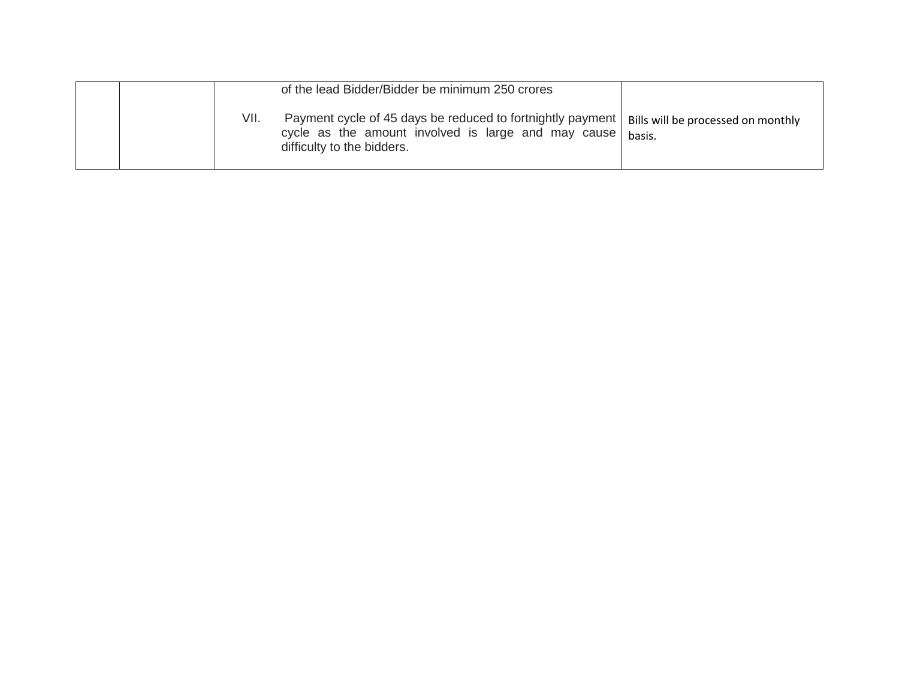| | | | |
|---|---|---|---|
| | | of the lead Bidder/Bidder be minimum 250 crores<br><br>VII. Payment cycle of 45 days be reduced to fortnightly payment cycle as the amount involved is large and may cause difficulty to the bidders. | Bills will be processed on monthly basis. |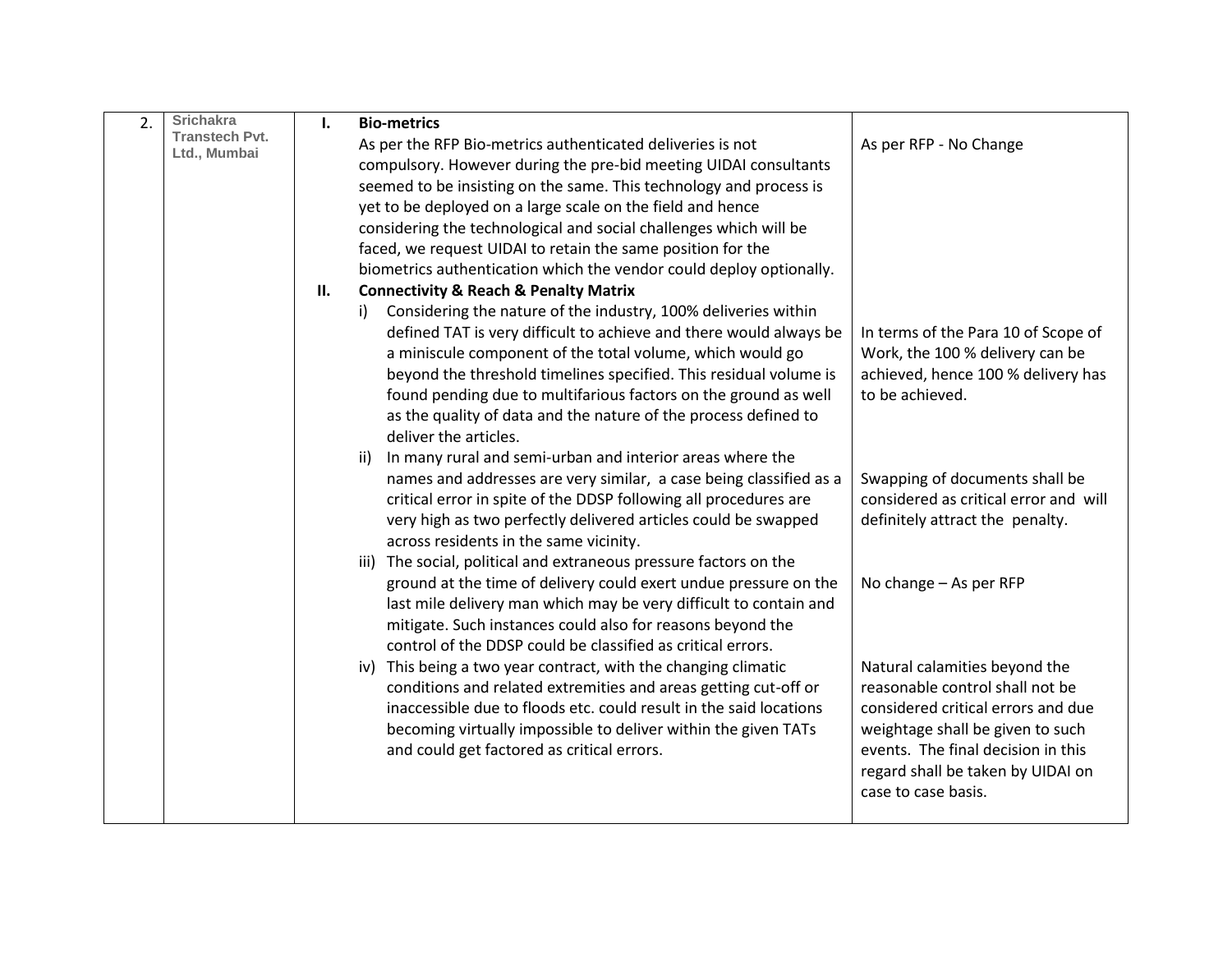| 2. | Srichakra Transtech Pvt. Ltd., Mumbai | **I. Bio-metrics**<br>As per the RFP Bio-metrics authenticated deliveries is not compulsory. However during the pre-bid meeting UIDAI consultants seemed to be insisting on the same. This technology and process is yet to be deployed on a large scale on the field and hence considering the technological and social challenges which will be faced, we request UIDAI to retain the same position for the biometrics authentication which the vendor could deploy optionally. | As per RFP - No Change |
|---|---|---|---|
| | | **II. Connectivity & Reach & Penalty Matrix**<br>i) Considering the nature of the industry, 100% deliveries within defined TAT is very difficult to achieve and there would always be a miniscule component of the total volume, which would go beyond the threshold timelines specified. This residual volume is found pending due to multifarious factors on the ground as well as the quality of data and the nature of the process defined to deliver the articles. | In terms of the Para 10 of Scope of Work, the 100 % delivery can be achieved, hence 100 % delivery has to be achieved. |
| | | ii) In many rural and semi-urban and interior areas where the names and addresses are very similar, a case being classified as a critical error in spite of the DDSP following all procedures are very high as two perfectly delivered articles could be swapped across residents in the same vicinity. | Swapping of documents shall be considered as critical error and will definitely attract the penalty. |
| | | iii) The social, political and extraneous pressure factors on the ground at the time of delivery could exert undue pressure on the last mile delivery man which may be very difficult to contain and mitigate. Such instances could also for reasons beyond the control of the DDSP could be classified as critical errors. | No change – As per RFP |
| | | iv) This being a two year contract, with the changing climatic conditions and related extremities and areas getting cut-off or inaccessible due to floods etc. could result in the said locations becoming virtually impossible to deliver within the given TATs and could get factored as critical errors. | Natural calamities beyond the reasonable control shall not be considered critical errors and due weightage shall be given to such events. The final decision in this regard shall be taken by UIDAI on case to case basis. |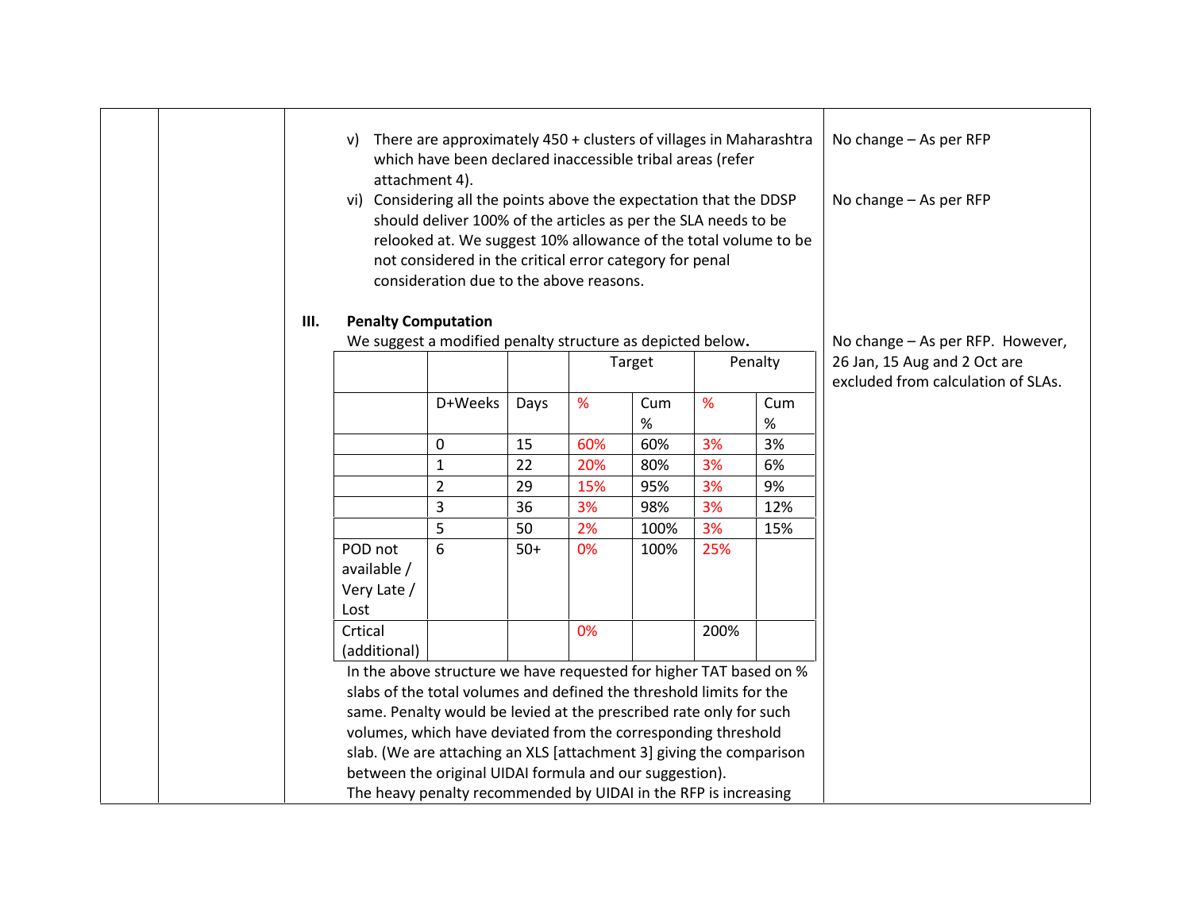| | | | |
|---|---|---|---|
| | | v) There are approximately 450 + clusters of villages in Maharashtra which have been declared inaccessible tribal areas (refer attachment 4). | No change – As per RFP |
| | | vi) Considering all the points above the expectation that the DDSP should deliver 100% of the articles as per the SLA needs to be relooked at. We suggest 10% allowance of the total volume to be not considered in the critical error category for penal consideration due to the above reasons. | No change – As per RFP |
| | | **III. Penalty Computation**<br>We suggest a modified penalty structure as depicted below. | No change – As per RFP. However, 26 Jan, 15 Aug and 2 Oct are excluded from calculation of SLAs. |

| | | | Target | | Penalty | |
|---|---|---|---|---|---|---|
| | D+Weeks | Days | % | Cum % | % | Cum % |
| | 0 | 15 | 60% | 60% | 3% | 3% |
| | 1 | 22 | 20% | 80% | 3% | 6% |
| | 2 | 29 | 15% | 95% | 3% | 9% |
| | 3 | 36 | 3% | 98% | 3% | 12% |
| | 5 | 50 | 2% | 100% | 3% | 15% |
| POD not available / Very Late / Lost | 6 | 50+ | 0% | 100% | 25% | |
| Crtical (additional) | | | 0% | | 200% | |

In the above structure we have requested for higher TAT based on % slabs of the total volumes and defined the threshold limits for the same. Penalty would be levied at the prescribed rate only for such volumes, which have deviated from the corresponding threshold slab. (We are attaching an XLS [attachment 3] giving the comparison between the original UIDAI formula and our suggestion).

The heavy penalty recommended by UIDAI in the RFP is increasing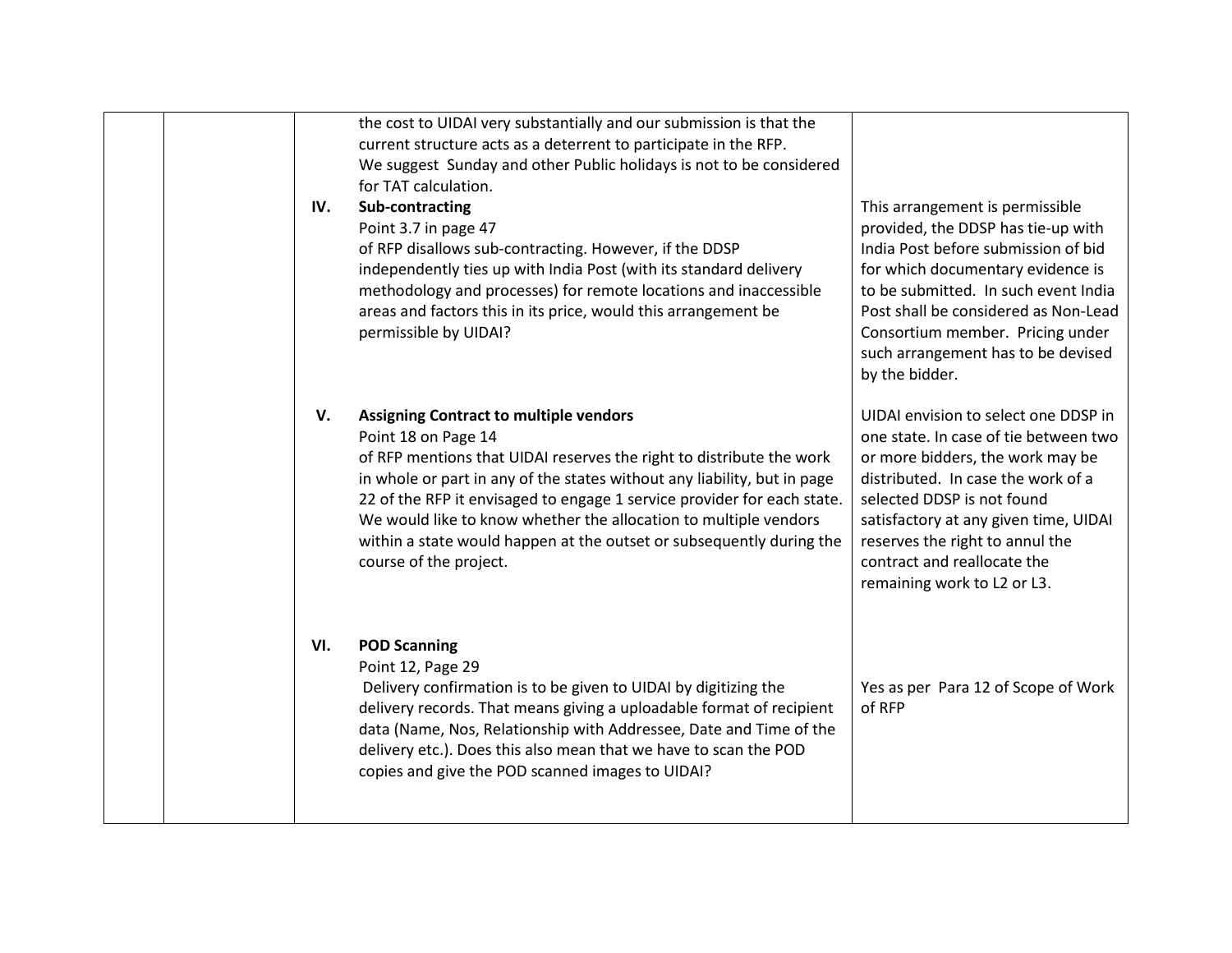|  |  | the cost to UIDAI very substantially and our submission is that the current structure acts as a deterrent to participate in the RFP.<br>We suggest Sunday and other Public holidays is not to be considered for TAT calculation.<br><br>**IV. Sub-contracting**<br>Point 3.7 in page 47 of RFP disallows sub-contracting. However, if the DDSP independently ties up with India Post (with its standard delivery methodology and processes) for remote locations and inaccessible areas and factors this in its price, would this arrangement be permissible by UIDAI? | <br><br><br><br>This arrangement is permissible provided, the DDSP has tie-up with India Post before submission of bid for which documentary evidence is to be submitted. In such event India Post shall be considered as Non-Lead Consortium member. Pricing under such arrangement has to be devised by the bidder. |
|---|---|---|---|
|  |  | **V. Assigning Contract to multiple vendors**<br>Point 18 on Page 14 of RFP mentions that UIDAI reserves the right to distribute the work in whole or part in any of the states without any liability, but in page 22 of the RFP it envisaged to engage 1 service provider for each state. We would like to know whether the allocation to multiple vendors within a state would happen at the outset or subsequently during the course of the project. | UIDAI envision to select one DDSP in one state. In case of tie between two or more bidders, the work may be distributed. In case the work of a selected DDSP is not found satisfactory at any given time, UIDAI reserves the right to annul the contract and reallocate the remaining work to L2 or L3. |
|  |  | **VI. POD Scanning**<br>Point 12, Page 29<br>Delivery confirmation is to be given to UIDAI by digitizing the delivery records. That means giving a uploadable format of recipient data (Name, Nos, Relationship with Addressee, Date and Time of the delivery etc.). Does this also mean that we have to scan the POD copies and give the POD scanned images to UIDAI? | Yes as per Para 12 of Scope of Work of RFP |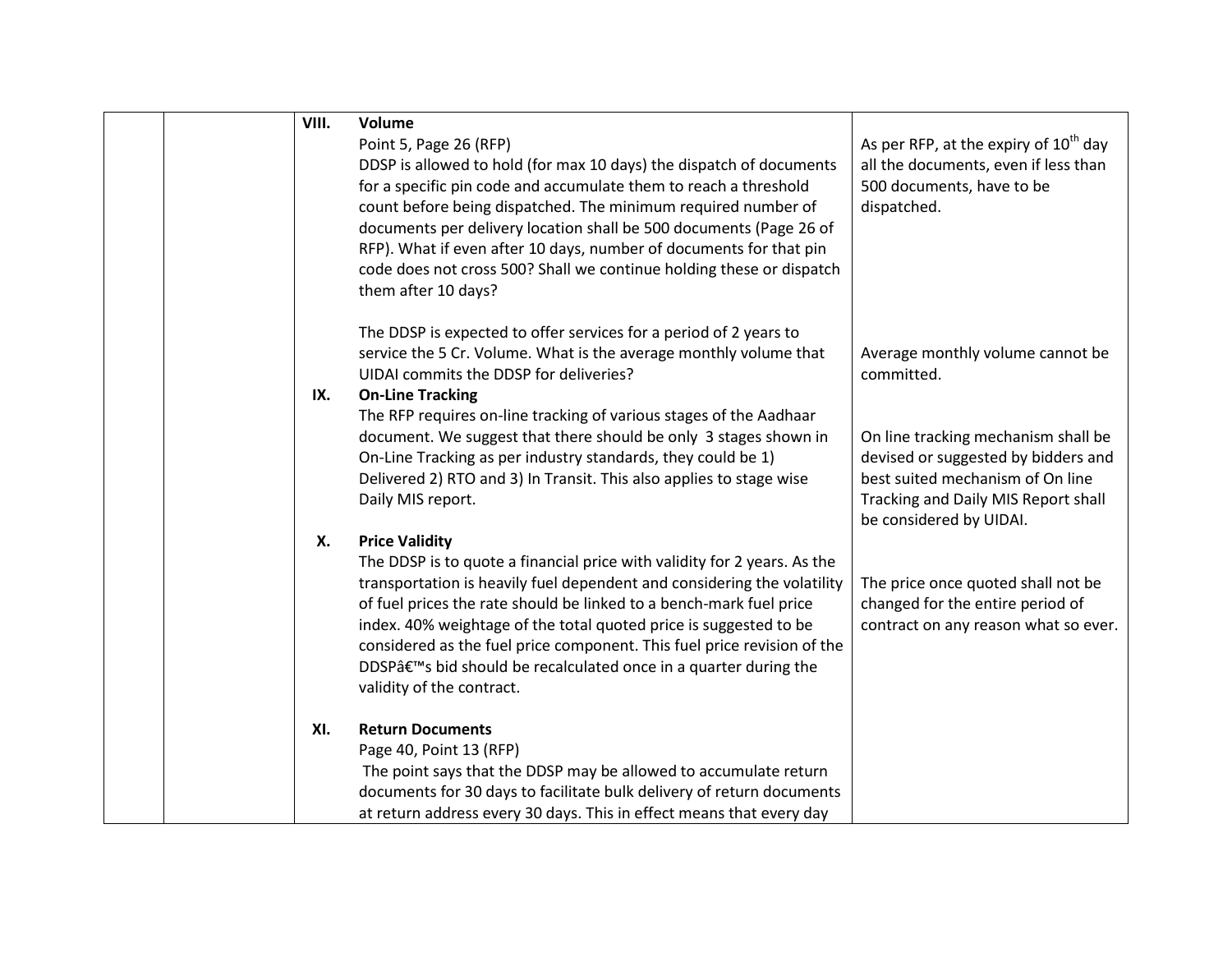|  |  |  |  |
|---|---|---|---|
|  |  | **VIII.** **Volume**<br>Point 5, Page 26 (RFP)<br>DDSP is allowed to hold (for max 10 days) the dispatch of documents for a specific pin code and accumulate them to reach a threshold count before being dispatched. The minimum required number of documents per delivery location shall be 500 documents (Page 26 of RFP). What if even after 10 days, number of documents for that pin code does not cross 500? Shall we continue holding these or dispatch them after 10 days?<br><br>The DDSP is expected to offer services for a period of 2 years to service the 5 Cr. Volume. What is the average monthly volume that UIDAI commits the DDSP for deliveries?<br>**IX.** **On-Line Tracking**<br>The RFP requires on-line tracking of various stages of the Aadhaar document. We suggest that there should be only 3 stages shown in On-Line Tracking as per industry standards, they could be 1) Delivered 2) RTO and 3) In Transit. This also applies to stage wise Daily MIS report.<br><br>**X.** **Price Validity**<br>The DDSP is to quote a financial price with validity for 2 years. As the transportation is heavily fuel dependent and considering the volatility of fuel prices the rate should be linked to a bench-mark fuel price index. 40% weightage of the total quoted price is suggested to be considered as the fuel price component. This fuel price revision of the DDSPâ€™s bid should be recalculated once in a quarter during the validity of the contract.<br><br>**XI.** **Return Documents**<br>Page 40, Point 13 (RFP)<br>The point says that the DDSP may be allowed to accumulate return documents for 30 days to facilitate bulk delivery of return documents at return address every 30 days. This in effect means that every day | As per RFP, at the expiry of 10th day all the documents, even if less than 500 documents, have to be dispatched.<br><br>Average monthly volume cannot be committed.<br><br>On line tracking mechanism shall be devised or suggested by bidders and best suited mechanism of On line Tracking and Daily MIS Report shall be considered by UIDAI.<br><br>The price once quoted shall not be changed for the entire period of contract on any reason what so ever. |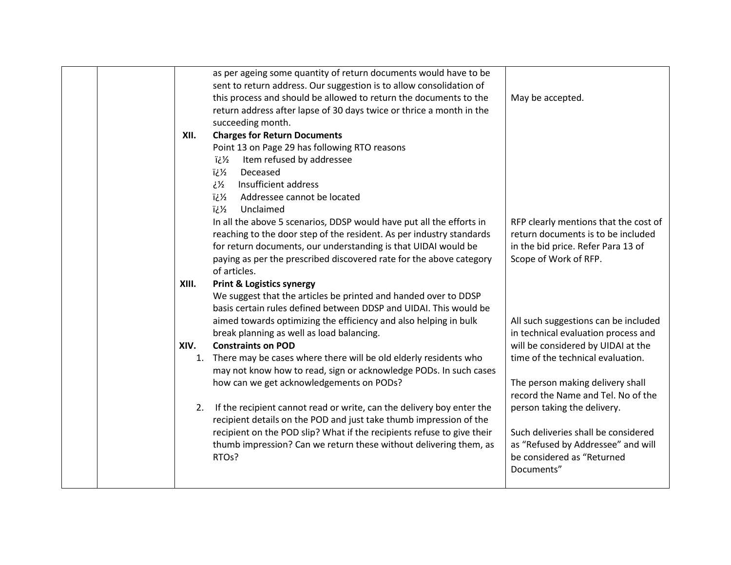| | | | |
|---|---|---|---|
| | | as per ageing some quantity of return documents would have to be sent to return address. Our suggestion is to allow consolidation of this process and should be allowed to return the documents to the return address after lapse of 30 days twice or thrice a month in the succeeding month. | May be accepted. |
| | | **XII. Charges for Return Documents**<br>Point 13 on Page 29 has following RTO reasons<br>ï¿½ Item refused by addressee<br>ï¿½ Deceased<br>¿½ Insufficient address<br>ï¿½ Addressee cannot be located<br>ï¿½ Unclaimed<br>In all the above 5 scenarios, DDSP would have put all the efforts in reaching to the door step of the resident. As per industry standards for return documents, our understanding is that UIDAI would be paying as per the prescribed discovered rate for the above category of articles. | RFP clearly mentions that the cost of return documents is to be included in the bid price. Refer Para 13 of Scope of Work of RFP. |
| | | **XIII. Print & Logistics synergy**<br>We suggest that the articles be printed and handed over to DDSP basis certain rules defined between DDSP and UIDAI. This would be aimed towards optimizing the efficiency and also helping in bulk break planning as well as load balancing. | All such suggestions can be included in technical evaluation process and will be considered by UIDAI at the time of the technical evaluation. |
| | | **XIV. Constraints on POD**<br>1. There may be cases where there will be old elderly residents who may not know how to read, sign or acknowledge PODs. In such cases how can we get acknowledgements on PODs? | The person making delivery shall record the Name and Tel. No of the person taking the delivery. |
| | | 2. If the recipient cannot read or write, can the delivery boy enter the recipient details on the POD and just take thumb impression of the recipient on the POD slip? What if the recipients refuse to give their thumb impression? Can we return these without delivering them, as RTOs? | Such deliveries shall be considered as "Refused by Addressee" and will be considered as "Returned Documents" |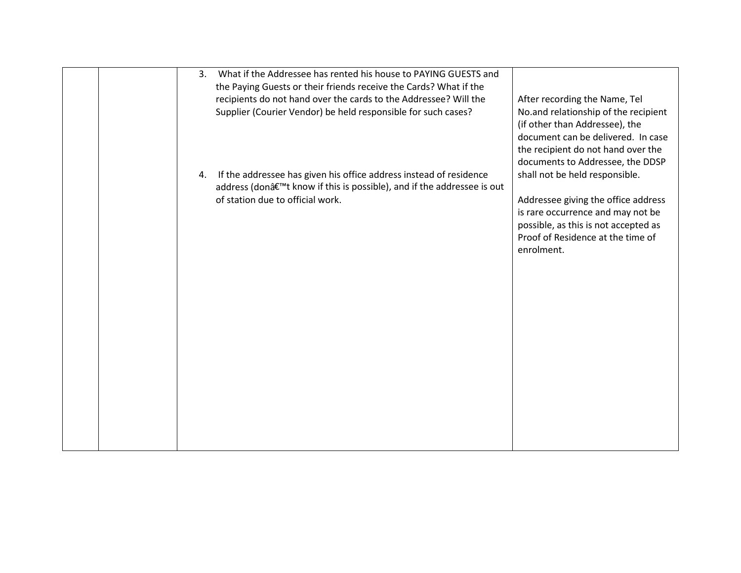|  |  |  |  |
|---|---|---|---|
|  |  | 3. What if the Addressee has rented his house to PAYING GUESTS and the Paying Guests or their friends receive the Cards? What if the recipients do not hand over the cards to the Addressee? Will the Supplier (Courier Vendor) be held responsible for such cases?<br><br>4. If the addressee has given his office address instead of residence address (donâ€™t know if this is possible), and if the addressee is out of station due to official work. | After recording the Name, Tel No.and relationship of the recipient (if other than Addressee), the document can be delivered. In case the recipient do not hand over the documents to Addressee, the DDSP shall not be held responsible.<br><br>Addressee giving the office address is rare occurrence and may not be possible, as this is not accepted as Proof of Residence at the time of enrolment. |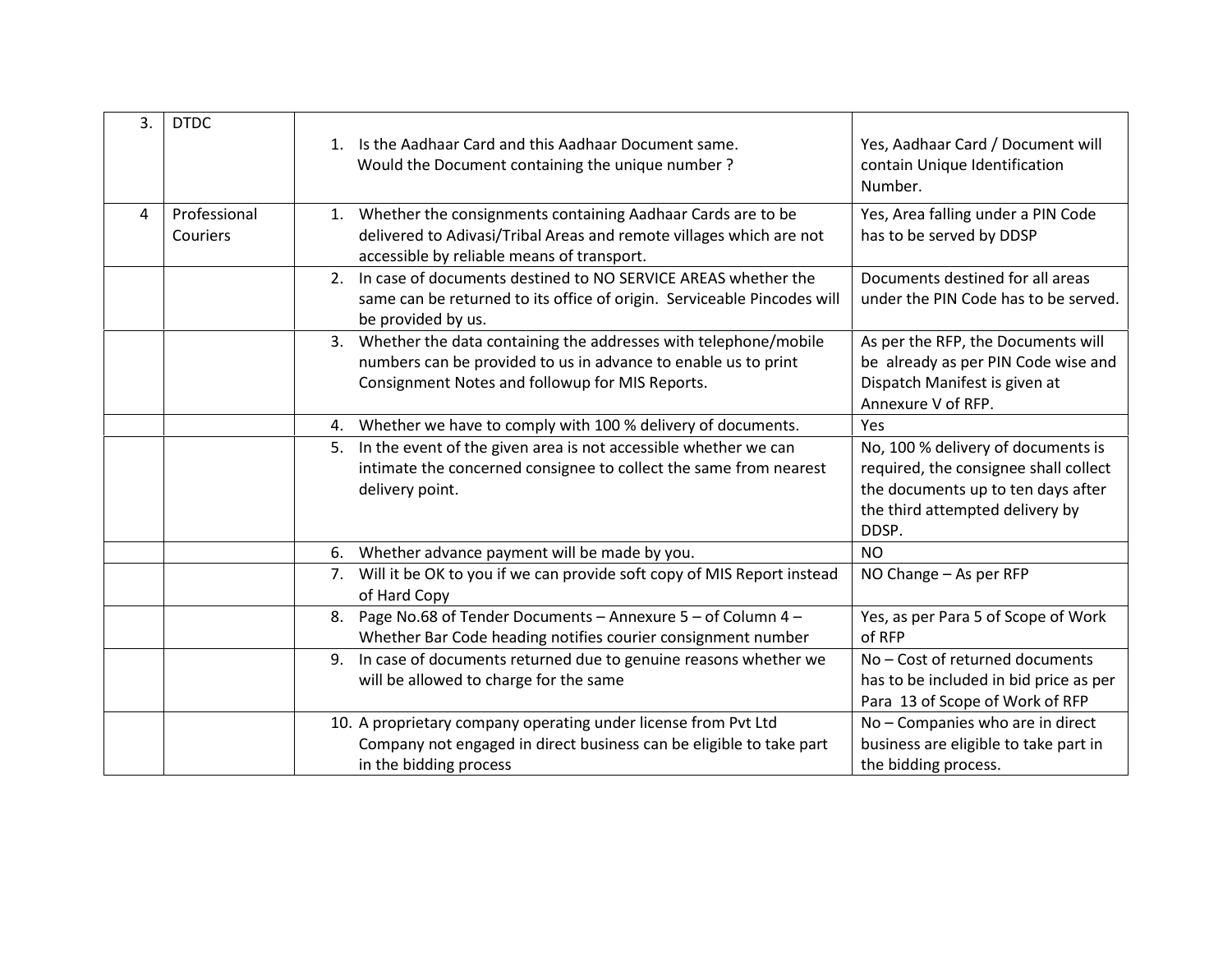| | | | |
|---|---|---|---|
| 3. | DTDC | 1. Is the Aadhaar Card and this Aadhaar Document same. Would the Document containing the unique number ? | Yes, Aadhaar Card / Document will contain Unique Identification Number. |
| 4 | Professional Couriers | 1. Whether the consignments containing Aadhaar Cards are to be delivered to Adivasi/Tribal Areas and remote villages which are not accessible by reliable means of transport. | Yes, Area falling under a PIN Code has to be served by DDSP |
| | | 2. In case of documents destined to NO SERVICE AREAS whether the same can be returned to its office of origin. Serviceable Pincodes will be provided by us. | Documents destined for all areas under the PIN Code has to be served. |
| | | 3. Whether the data containing the addresses with telephone/mobile numbers can be provided to us in advance to enable us to print Consignment Notes and followup for MIS Reports. | As per the RFP, the Documents will be already as per PIN Code wise and Dispatch Manifest is given at Annexure V of RFP. |
| | | 4. Whether we have to comply with 100 % delivery of documents. | Yes |
| | | 5. In the event of the given area is not accessible whether we can intimate the concerned consignee to collect the same from nearest delivery point. | No, 100 % delivery of documents is required, the consignee shall collect the documents up to ten days after the third attempted delivery by DDSP. |
| | | 6. Whether advance payment will be made by you. | NO |
| | | 7. Will it be OK to you if we can provide soft copy of MIS Report instead of Hard Copy | NO Change – As per RFP |
| | | 8. Page No.68 of Tender Documents – Annexure 5 – of Column 4 – Whether Bar Code heading notifies courier consignment number | Yes, as per Para 5 of Scope of Work of RFP |
| | | 9. In case of documents returned due to genuine reasons whether we will be allowed to charge for the same | No – Cost of returned documents has to be included in bid price as per Para 13 of Scope of Work of RFP |
| | | 10. A proprietary company operating under license from Pvt Ltd Company not engaged in direct business can be eligible to take part in the bidding process | No – Companies who are in direct business are eligible to take part in the bidding process. |